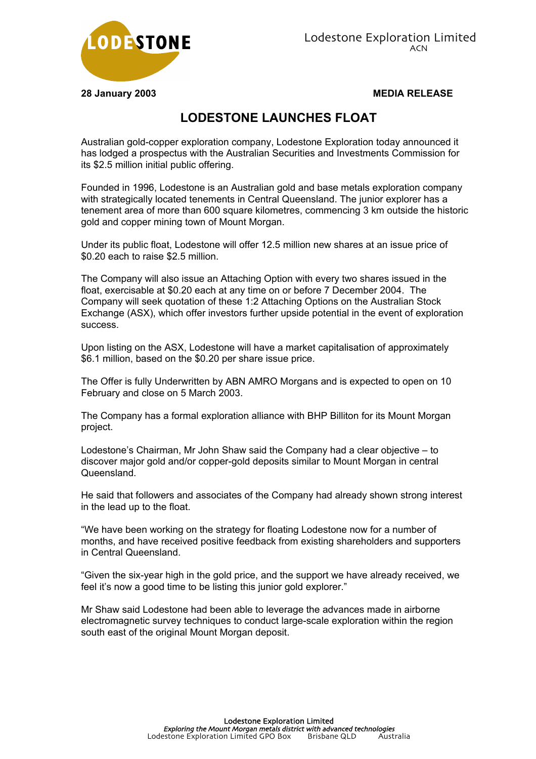LODESTONE

Lodestone Exploration Limited
ACN

**28 January 2003** **MEDIA RELEASE**

# LODESTONE LAUNCHES FLOAT

Australian gold-copper exploration company, Lodestone Exploration today announced it has lodged a prospectus with the Australian Securities and Investments Commission for its $2.5 million initial public offering.

Founded in 1996, Lodestone is an Australian gold and base metals exploration company with strategically located tenements in Central Queensland. The junior explorer has a tenement area of more than 600 square kilometres, commencing 3 km outside the historic gold and copper mining town of Mount Morgan.

Under its public float, Lodestone will offer 12.5 million new shares at an issue price of $0.20 each to raise $2.5 million.

The Company will also issue an Attaching Option with every two shares issued in the float, exercisable at $0.20 each at any time on or before 7 December 2004. The Company will seek quotation of these 1:2 Attaching Options on the Australian Stock Exchange (ASX), which offer investors further upside potential in the event of exploration success.

Upon listing on the ASX, Lodestone will have a market capitalisation of approximately $6.1 million, based on the $0.20 per share issue price.

The Offer is fully Underwritten by ABN AMRO Morgans and is expected to open on 10 February and close on 5 March 2003.

The Company has a formal exploration alliance with BHP Billiton for its Mount Morgan project.

Lodestone's Chairman, Mr John Shaw said the Company had a clear objective – to discover major gold and/or copper-gold deposits similar to Mount Morgan in central Queensland.

He said that followers and associates of the Company had already shown strong interest in the lead up to the float.

"We have been working on the strategy for floating Lodestone now for a number of months, and have received positive feedback from existing shareholders and supporters in Central Queensland.

"Given the six-year high in the gold price, and the support we have already received, we feel it's now a good time to be listing this junior gold explorer."

Mr Shaw said Lodestone had been able to leverage the advances made in airborne electromagnetic survey techniques to conduct large-scale exploration within the region south east of the original Mount Morgan deposit.

Lodestone Exploration Limited
*Exploring the Mount Morgan metals district with advanced technologies*
Lodestone Exploration Limited GPO Box Brisbane QLD Australia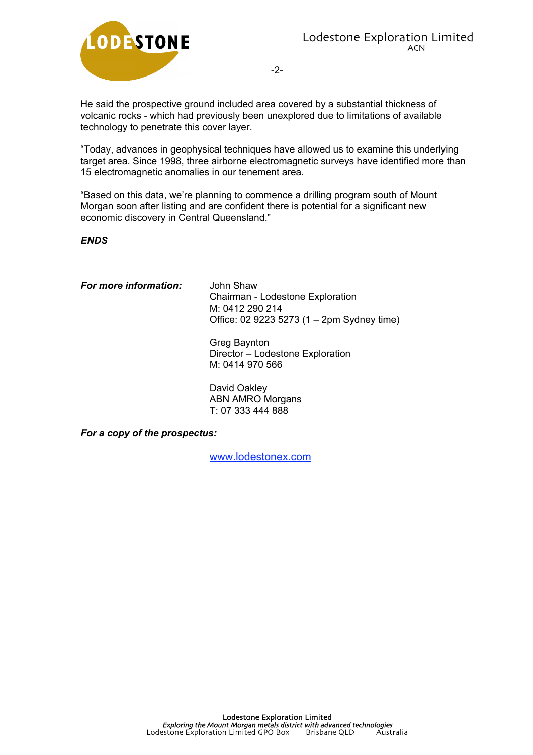He said the prospective ground included area covered by a substantial thickness of volcanic rocks - which had previously been unexplored due to limitations of available technology to penetrate this cover layer.

"Today, advances in geophysical techniques have allowed us to examine this underlying target area. Since 1998, three airborne electromagnetic surveys have identified more than 15 electromagnetic anomalies in our tenement area.

"Based on this data, we're planning to commence a drilling program south of Mount Morgan soon after listing and are confident there is potential for a significant new economic discovery in Central Queensland."

***ENDS***

***For more information:***

John Shaw
Chairman - Lodestone Exploration
M: 0412 290 214
Office: 02 9223 5273 (1 – 2pm Sydney time)

Greg Baynton
Director – Lodestone Exploration
M: 0414 970 566

David Oakley
ABN AMRO Morgans
T: 07 333 444 888

***For a copy of the prospectus:***

www.lodestonex.com